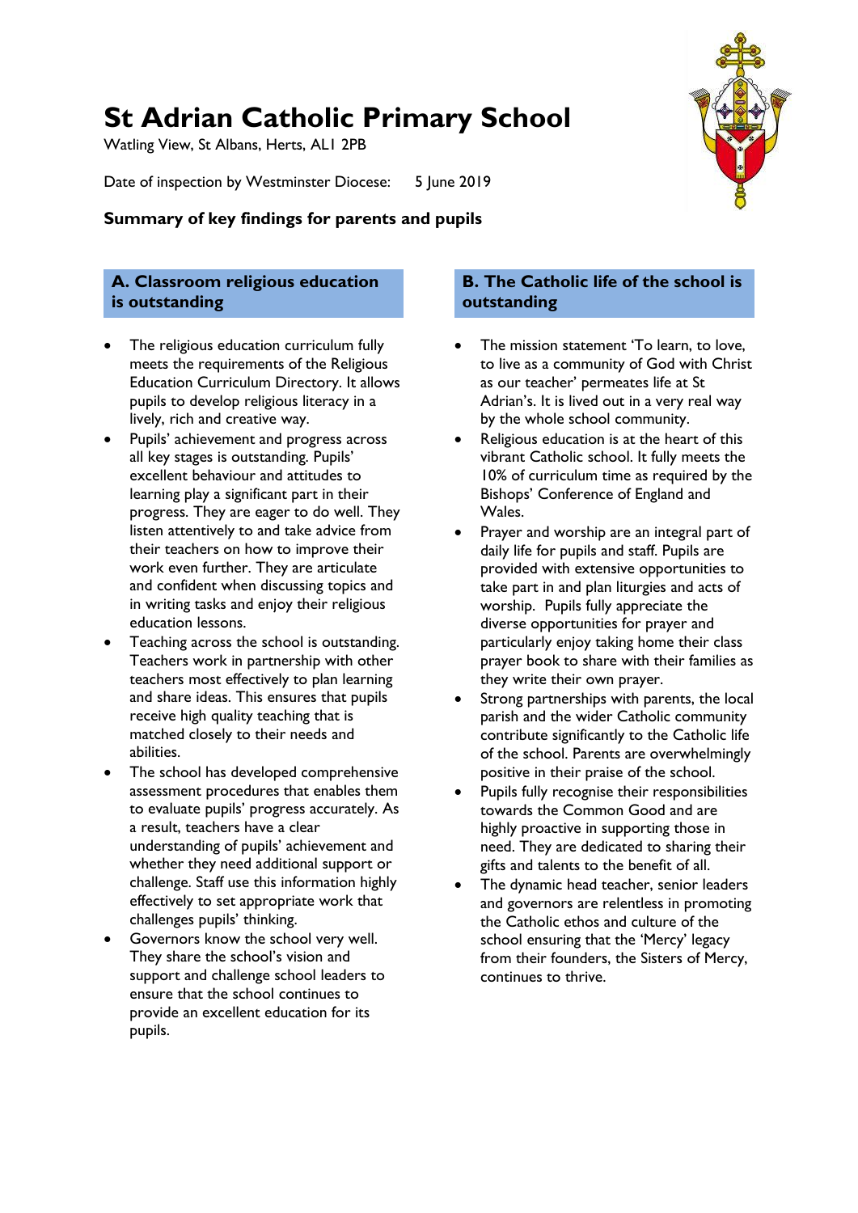# St Adrian Catholic Primary School

Watling View, St Albans, Herts, AL1 2PB

Date of inspection by Westminster Diocese: 5 June 2019

### Summary of key findings for parents and pupils

## A. Classroom religious education is outstanding

- The religious education curriculum fully meets the requirements of the Religious Education Curriculum Directory. It allows pupils to develop religious literacy in a lively, rich and creative way.
- Pupils' achievement and progress across all key stages is outstanding. Pupils' excellent behaviour and attitudes to learning play a significant part in their progress. They are eager to do well. They listen attentively to and take advice from their teachers on how to improve their work even further. They are articulate and confident when discussing topics and in writing tasks and enjoy their religious education lessons.
- Teaching across the school is outstanding. Teachers work in partnership with other teachers most effectively to plan learning and share ideas. This ensures that pupils receive high quality teaching that is matched closely to their needs and abilities.
- The school has developed comprehensive assessment procedures that enables them to evaluate pupils' progress accurately. As a result, teachers have a clear understanding of pupils' achievement and whether they need additional support or challenge. Staff use this information highly effectively to set appropriate work that challenges pupils' thinking.
- Governors know the school very well. They share the school's vision and support and challenge school leaders to ensure that the school continues to provide an excellent education for its pupils.

## B. The Catholic life of the school is outstanding

- The mission statement 'To learn, to love, to live as a community of God with Christ as our teacher' permeates life at St Adrian's. It is lived out in a very real way by the whole school community.
- Religious education is at the heart of this vibrant Catholic school. It fully meets the 10% of curriculum time as required by the Bishops' Conference of England and Wales.
- Prayer and worship are an integral part of daily life for pupils and staff. Pupils are provided with extensive opportunities to take part in and plan liturgies and acts of worship. Pupils fully appreciate the diverse opportunities for prayer and particularly enjoy taking home their class prayer book to share with their families as they write their own prayer.
- Strong partnerships with parents, the local parish and the wider Catholic community contribute significantly to the Catholic life of the school. Parents are overwhelmingly positive in their praise of the school.
- Pupils fully recognise their responsibilities towards the Common Good and are highly proactive in supporting those in need. They are dedicated to sharing their gifts and talents to the benefit of all.
- The dynamic head teacher, senior leaders and governors are relentless in promoting the Catholic ethos and culture of the school ensuring that the 'Mercy' legacy from their founders, the Sisters of Mercy, continues to thrive.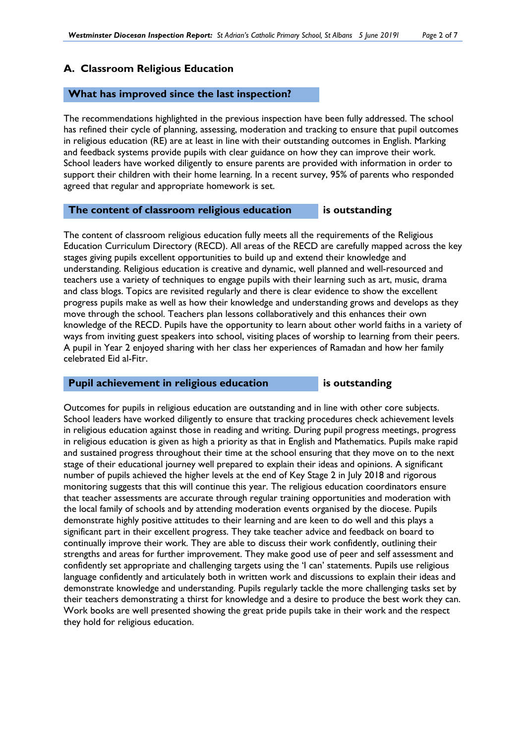## A. Classroom Religious Education

### What has improved since the last inspection?

The recommendations highlighted in the previous inspection have been fully addressed. The school has refined their cycle of planning, assessing, moderation and tracking to ensure that pupil outcomes in religious education (RE) are at least in line with their outstanding outcomes in English. Marking and feedback systems provide pupils with clear guidance on how they can improve their work. School leaders have worked diligently to ensure parents are provided with information in order to support their children with their home learning. In a recent survey, 95% of parents who responded agreed that regular and appropriate homework is set.

### The content of classroom religious education is outstanding

The content of classroom religious education fully meets all the requirements of the Religious Education Curriculum Directory (RECD). All areas of the RECD are carefully mapped across the key stages giving pupils excellent opportunities to build up and extend their knowledge and understanding. Religious education is creative and dynamic, well planned and well-resourced and teachers use a variety of techniques to engage pupils with their learning such as art, music, drama and class blogs. Topics are revisited regularly and there is clear evidence to show the excellent progress pupils make as well as how their knowledge and understanding grows and develops as they move through the school. Teachers plan lessons collaboratively and this enhances their own knowledge of the RECD. Pupils have the opportunity to learn about other world faiths in a variety of ways from inviting guest speakers into school, visiting places of worship to learning from their peers. A pupil in Year 2 enjoyed sharing with her class her experiences of Ramadan and how her family celebrated Eid al-Fitr.

### Pupil achievement in religious education is outstanding

Outcomes for pupils in religious education are outstanding and in line with other core subjects. School leaders have worked diligently to ensure that tracking procedures check achievement levels in religious education against those in reading and writing. During pupil progress meetings, progress in religious education is given as high a priority as that in English and Mathematics. Pupils make rapid and sustained progress throughout their time at the school ensuring that they move on to the next stage of their educational journey well prepared to explain their ideas and opinions. A significant number of pupils achieved the higher levels at the end of Key Stage 2 in July 2018 and rigorous monitoring suggests that this will continue this year. The religious education coordinators ensure that teacher assessments are accurate through regular training opportunities and moderation with the local family of schools and by attending moderation events organised by the diocese. Pupils demonstrate highly positive attitudes to their learning and are keen to do well and this plays a significant part in their excellent progress. They take teacher advice and feedback on board to continually improve their work. They are able to discuss their work confidently, outlining their strengths and areas for further improvement. They make good use of peer and self assessment and confidently set appropriate and challenging targets using the 'I can' statements. Pupils use religious language confidently and articulately both in written work and discussions to explain their ideas and demonstrate knowledge and understanding. Pupils regularly tackle the more challenging tasks set by their teachers demonstrating a thirst for knowledge and a desire to produce the best work they can. Work books are well presented showing the great pride pupils take in their work and the respect they hold for religious education.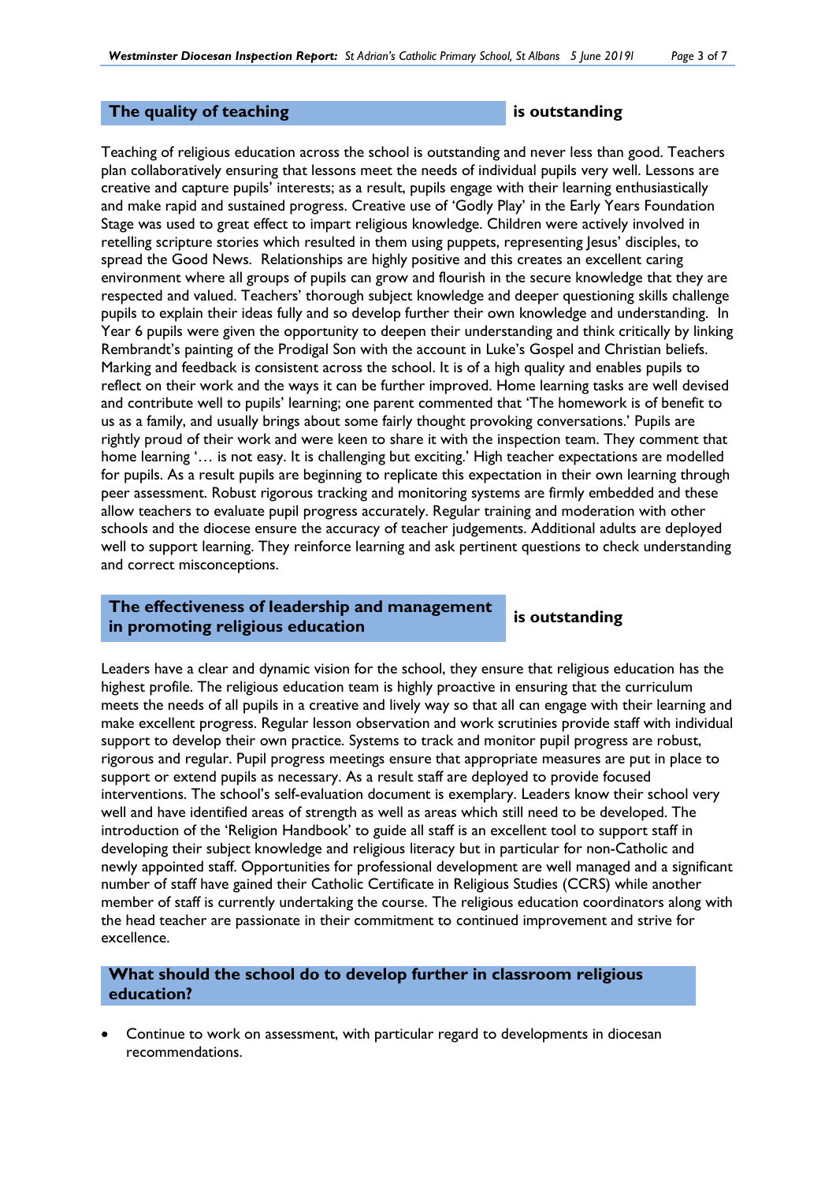## The quality of teaching — is outstanding

Teaching of religious education across the school is outstanding and never less than good. Teachers plan collaboratively ensuring that lessons meet the needs of individual pupils very well. Lessons are creative and capture pupils' interests; as a result, pupils engage with their learning enthusiastically and make rapid and sustained progress. Creative use of 'Godly Play' in the Early Years Foundation Stage was used to great effect to impart religious knowledge. Children were actively involved in retelling scripture stories which resulted in them using puppets, representing Jesus' disciples, to spread the Good News. Relationships are highly positive and this creates an excellent caring environment where all groups of pupils can grow and flourish in the secure knowledge that they are respected and valued. Teachers' thorough subject knowledge and deeper questioning skills challenge pupils to explain their ideas fully and so develop further their own knowledge and understanding. In Year 6 pupils were given the opportunity to deepen their understanding and think critically by linking Rembrandt's painting of the Prodigal Son with the account in Luke's Gospel and Christian beliefs. Marking and feedback is consistent across the school. It is of a high quality and enables pupils to reflect on their work and the ways it can be further improved. Home learning tasks are well devised and contribute well to pupils' learning; one parent commented that 'The homework is of benefit to us as a family, and usually brings about some fairly thought provoking conversations.' Pupils are rightly proud of their work and were keen to share it with the inspection team. They comment that home learning '… is not easy. It is challenging but exciting.' High teacher expectations are modelled for pupils. As a result pupils are beginning to replicate this expectation in their own learning through peer assessment. Robust rigorous tracking and monitoring systems are firmly embedded and these allow teachers to evaluate pupil progress accurately. Regular training and moderation with other schools and the diocese ensure the accuracy of teacher judgements. Additional adults are deployed well to support learning. They reinforce learning and ask pertinent questions to check understanding and correct misconceptions.

## The effectiveness of leadership and management in promoting religious education — is outstanding

Leaders have a clear and dynamic vision for the school, they ensure that religious education has the highest profile. The religious education team is highly proactive in ensuring that the curriculum meets the needs of all pupils in a creative and lively way so that all can engage with their learning and make excellent progress. Regular lesson observation and work scrutinies provide staff with individual support to develop their own practice. Systems to track and monitor pupil progress are robust, rigorous and regular. Pupil progress meetings ensure that appropriate measures are put in place to support or extend pupils as necessary. As a result staff are deployed to provide focused interventions. The school's self-evaluation document is exemplary. Leaders know their school very well and have identified areas of strength as well as areas which still need to be developed. The introduction of the 'Religion Handbook' to guide all staff is an excellent tool to support staff in developing their subject knowledge and religious literacy but in particular for non-Catholic and newly appointed staff. Opportunities for professional development are well managed and a significant number of staff have gained their Catholic Certificate in Religious Studies (CCRS) while another member of staff is currently undertaking the course. The religious education coordinators along with the head teacher are passionate in their commitment to continued improvement and strive for excellence.

## What should the school do to develop further in classroom religious education?

- Continue to work on assessment, with particular regard to developments in diocesan recommendations.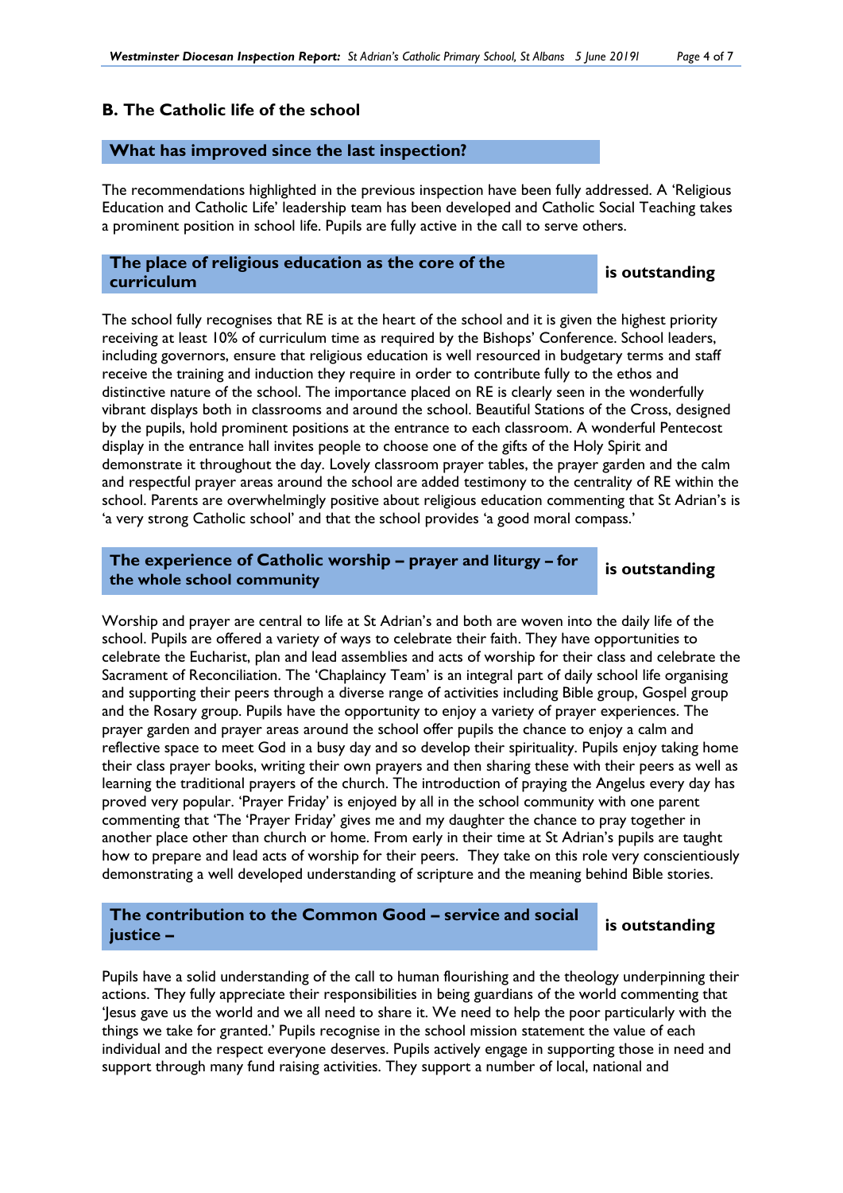## B. The Catholic life of the school

### What has improved since the last inspection?

The recommendations highlighted in the previous inspection have been fully addressed. A 'Religious Education and Catholic Life' leadership team has been developed and Catholic Social Teaching takes a prominent position in school life. Pupils are fully active in the call to serve others.

### The place of religious education as the core of the curriculum — is outstanding

The school fully recognises that RE is at the heart of the school and it is given the highest priority receiving at least 10% of curriculum time as required by the Bishops' Conference. School leaders, including governors, ensure that religious education is well resourced in budgetary terms and staff receive the training and induction they require in order to contribute fully to the ethos and distinctive nature of the school. The importance placed on RE is clearly seen in the wonderfully vibrant displays both in classrooms and around the school. Beautiful Stations of the Cross, designed by the pupils, hold prominent positions at the entrance to each classroom. A wonderful Pentecost display in the entrance hall invites people to choose one of the gifts of the Holy Spirit and demonstrate it throughout the day. Lovely classroom prayer tables, the prayer garden and the calm and respectful prayer areas around the school are added testimony to the centrality of RE within the school. Parents are overwhelmingly positive about religious education commenting that St Adrian's is 'a very strong Catholic school' and that the school provides 'a good moral compass.'

### The experience of Catholic worship – prayer and liturgy – for the whole school community — is outstanding

Worship and prayer are central to life at St Adrian's and both are woven into the daily life of the school. Pupils are offered a variety of ways to celebrate their faith. They have opportunities to celebrate the Eucharist, plan and lead assemblies and acts of worship for their class and celebrate the Sacrament of Reconciliation. The 'Chaplaincy Team' is an integral part of daily school life organising and supporting their peers through a diverse range of activities including Bible group, Gospel group and the Rosary group. Pupils have the opportunity to enjoy a variety of prayer experiences. The prayer garden and prayer areas around the school offer pupils the chance to enjoy a calm and reflective space to meet God in a busy day and so develop their spirituality. Pupils enjoy taking home their class prayer books, writing their own prayers and then sharing these with their peers as well as learning the traditional prayers of the church. The introduction of praying the Angelus every day has proved very popular. 'Prayer Friday' is enjoyed by all in the school community with one parent commenting that 'The 'Prayer Friday' gives me and my daughter the chance to pray together in another place other than church or home. From early in their time at St Adrian's pupils are taught how to prepare and lead acts of worship for their peers. They take on this role very conscientiously demonstrating a well developed understanding of scripture and the meaning behind Bible stories.

### The contribution to the Common Good – service and social justice – — is outstanding

Pupils have a solid understanding of the call to human flourishing and the theology underpinning their actions. They fully appreciate their responsibilities in being guardians of the world commenting that 'Jesus gave us the world and we all need to share it. We need to help the poor particularly with the things we take for granted.' Pupils recognise in the school mission statement the value of each individual and the respect everyone deserves. Pupils actively engage in supporting those in need and support through many fund raising activities. They support a number of local, national and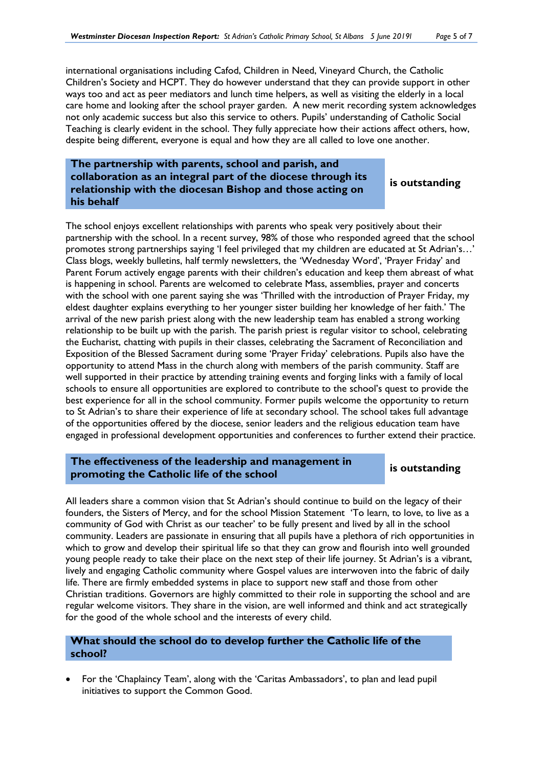international organisations including Cafod, Children in Need, Vineyard Church, the Catholic Children's Society and HCPT. They do however understand that they can provide support in other ways too and act as peer mediators and lunch time helpers, as well as visiting the elderly in a local care home and looking after the school prayer garden. A new merit recording system acknowledges not only academic success but also this service to others. Pupils' understanding of Catholic Social Teaching is clearly evident in the school. They fully appreciate how their actions affect others, how, despite being different, everyone is equal and how they are all called to love one another.

## The partnership with parents, school and parish, and collaboration as an integral part of the diocese through its relationship with the diocesan Bishop and those acting on his behalf — is outstanding

The school enjoys excellent relationships with parents who speak very positively about their partnership with the school. In a recent survey, 98% of those who responded agreed that the school promotes strong partnerships saying 'I feel privileged that my children are educated at St Adrian's…' Class blogs, weekly bulletins, half termly newsletters, the 'Wednesday Word', 'Prayer Friday' and Parent Forum actively engage parents with their children's education and keep them abreast of what is happening in school. Parents are welcomed to celebrate Mass, assemblies, prayer and concerts with the school with one parent saying she was 'Thrilled with the introduction of Prayer Friday, my eldest daughter explains everything to her younger sister building her knowledge of her faith.' The arrival of the new parish priest along with the new leadership team has enabled a strong working relationship to be built up with the parish. The parish priest is regular visitor to school, celebrating the Eucharist, chatting with pupils in their classes, celebrating the Sacrament of Reconciliation and Exposition of the Blessed Sacrament during some 'Prayer Friday' celebrations. Pupils also have the opportunity to attend Mass in the church along with members of the parish community. Staff are well supported in their practice by attending training events and forging links with a family of local schools to ensure all opportunities are explored to contribute to the school's quest to provide the best experience for all in the school community. Former pupils welcome the opportunity to return to St Adrian's to share their experience of life at secondary school. The school takes full advantage of the opportunities offered by the diocese, senior leaders and the religious education team have engaged in professional development opportunities and conferences to further extend their practice.

## The effectiveness of the leadership and management in promoting the Catholic life of the school — is outstanding

All leaders share a common vision that St Adrian's should continue to build on the legacy of their founders, the Sisters of Mercy, and for the school Mission Statement 'To learn, to love, to live as a community of God with Christ as our teacher' to be fully present and lived by all in the school community. Leaders are passionate in ensuring that all pupils have a plethora of rich opportunities in which to grow and develop their spiritual life so that they can grow and flourish into well grounded young people ready to take their place on the next step of their life journey. St Adrian's is a vibrant, lively and engaging Catholic community where Gospel values are interwoven into the fabric of daily life. There are firmly embedded systems in place to support new staff and those from other Christian traditions. Governors are highly committed to their role in supporting the school and are regular welcome visitors. They share in the vision, are well informed and think and act strategically for the good of the whole school and the interests of every child.

## What should the school do to develop further the Catholic life of the school?

- For the 'Chaplaincy Team', along with the 'Caritas Ambassadors', to plan and lead pupil initiatives to support the Common Good.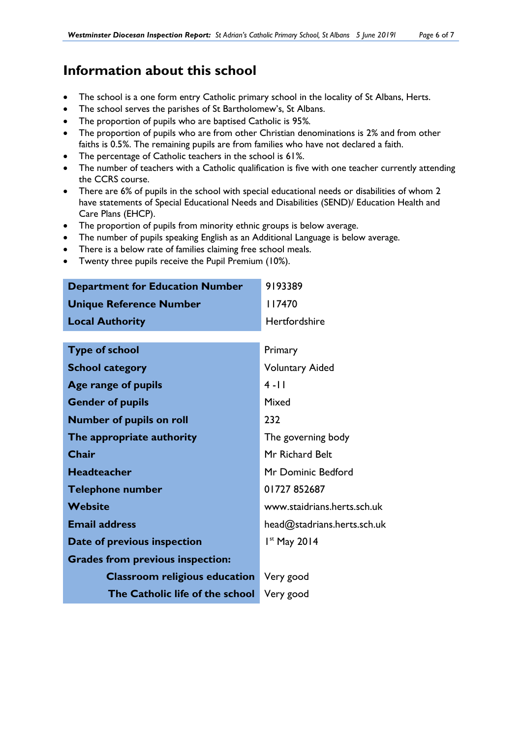## Information about this school

- The school is a one form entry Catholic primary school in the locality of St Albans, Herts.
- The school serves the parishes of St Bartholomew's, St Albans.
- The proportion of pupils who are baptised Catholic is 95%.
- The proportion of pupils who are from other Christian denominations is 2% and from other faiths is 0.5%. The remaining pupils are from families who have not declared a faith.
- The percentage of Catholic teachers in the school is 61%.
- The number of teachers with a Catholic qualification is five with one teacher currently attending the CCRS course.
- There are 6% of pupils in the school with special educational needs or disabilities of whom 2 have statements of Special Educational Needs and Disabilities (SEND)/ Education Health and Care Plans (EHCP).
- The proportion of pupils from minority ethnic groups is below average.
- The number of pupils speaking English as an Additional Language is below average.
- There is a below rate of families claiming free school meals.
- Twenty three pupils receive the Pupil Premium (10%).

| | |
|---|---|
| **Department for Education Number** | 9193389 |
| **Unique Reference Number** | 117470 |
| **Local Authority** | Hertfordshire |

| | |
|---|---|
| **Type of school** | Primary |
| **School category** | Voluntary Aided |
| **Age range of pupils** | 4 -11 |
| **Gender of pupils** | Mixed |
| **Number of pupils on roll** | 232 |
| **The appropriate authority** | The governing body |
| **Chair** | Mr Richard Belt |
| **Headteacher** | Mr Dominic Bedford |
| **Telephone number** | 01727 852687 |
| **Website** | www.staidrians.herts.sch.uk |
| **Email address** | head@stadrians.herts.sch.uk |
| **Date of previous inspection** | 1st May 2014 |
| **Grades from previous inspection:** | |
| **Classroom religious education** | Very good |
| **The Catholic life of the school** | Very good |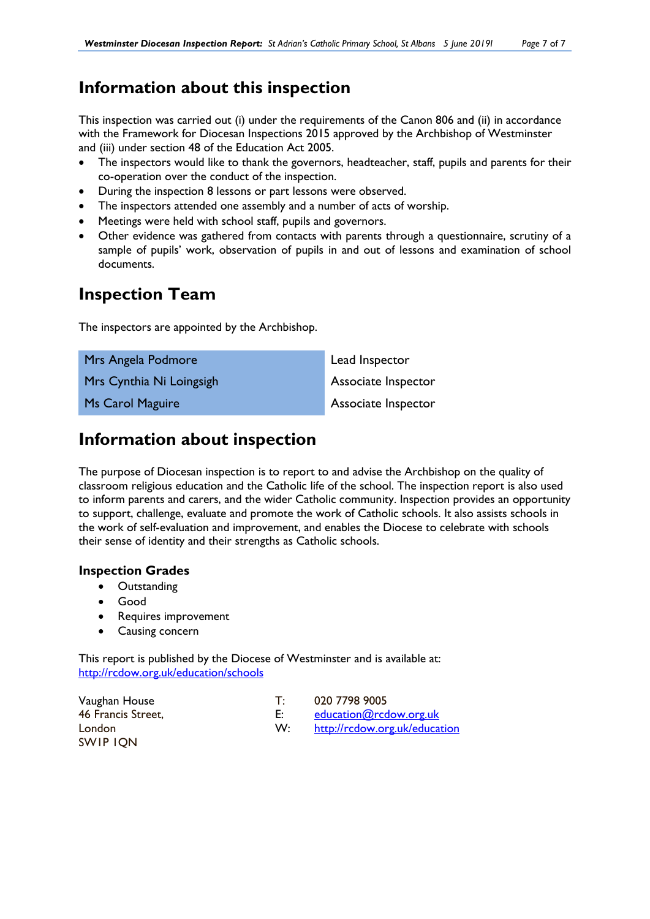# Information about this inspection

This inspection was carried out (i) under the requirements of the Canon 806 and (ii) in accordance with the Framework for Diocesan Inspections 2015 approved by the Archbishop of Westminster and (iii) under section 48 of the Education Act 2005.

- The inspectors would like to thank the governors, headteacher, staff, pupils and parents for their co-operation over the conduct of the inspection.
- During the inspection 8 lessons or part lessons were observed.
- The inspectors attended one assembly and a number of acts of worship.
- Meetings were held with school staff, pupils and governors.
- Other evidence was gathered from contacts with parents through a questionnaire, scrutiny of a sample of pupils' work, observation of pupils in and out of lessons and examination of school documents.

# Inspection Team

The inspectors are appointed by the Archbishop.

| | |
|---|---|
| Mrs Angela Podmore | Lead Inspector |
| Mrs Cynthia Ni Loingsigh | Associate Inspector |
| Ms Carol Maguire | Associate Inspector |

# Information about inspection

The purpose of Diocesan inspection is to report to and advise the Archbishop on the quality of classroom religious education and the Catholic life of the school. The inspection report is also used to inform parents and carers, and the wider Catholic community. Inspection provides an opportunity to support, challenge, evaluate and promote the work of Catholic schools. It also assists schools in the work of self-evaluation and improvement, and enables the Diocese to celebrate with schools their sense of identity and their strengths as Catholic schools.

## Inspection Grades

- Outstanding
- Good
- Requires improvement
- Causing concern

This report is published by the Diocese of Westminster and is available at:
http://rcdow.org.uk/education/schools

Vaughan House
46 Francis Street,
London
SWIP IQN

T: 020 7798 9005
E: education@rcdow.org.uk
W: http://rcdow.org.uk/education